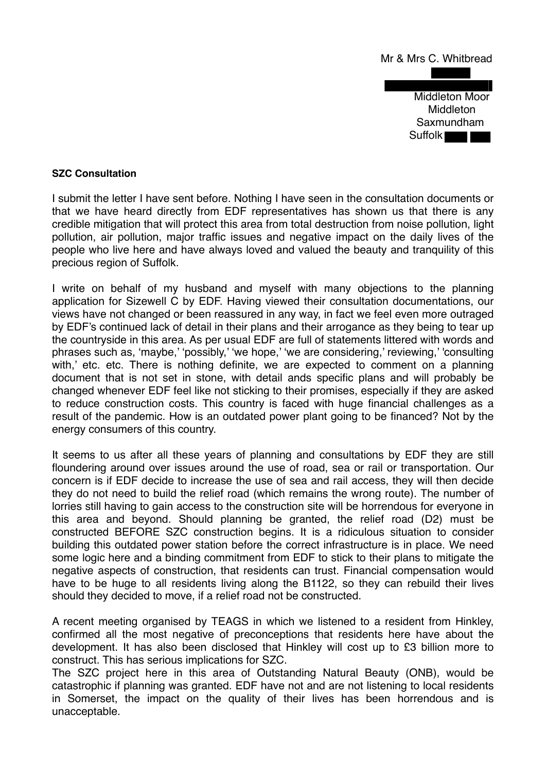Mr & Mrs C. Whitbread

Middleton Moor
Middleton
Saxmundham
Suffolk

**SZC Consultation**

I submit the letter I have sent before. Nothing I have seen in the consultation documents or that we have heard directly from EDF representatives has shown us that there is any credible mitigation that will protect this area from total destruction from noise pollution, light pollution, air pollution, major traffic issues and negative impact on the daily lives of the people who live here and have always loved and valued the beauty and tranquility of this precious region of Suffolk.

I write on behalf of my husband and myself with many objections to the planning application for Sizewell C by EDF. Having viewed their consultation documentations, our views have not changed or been reassured in any way, in fact we feel even more outraged by EDF's continued lack of detail in their plans and their arrogance as they being to tear up the countryside in this area. As per usual EDF are full of statements littered with words and phrases such as, 'maybe,' 'possibly,' 'we hope,' 'we are considering,' reviewing,' 'consulting with,' etc. etc. There is nothing definite, we are expected to comment on a planning document that is not set in stone, with detail ands specific plans and will probably be changed whenever EDF feel like not sticking to their promises, especially if they are asked to reduce construction costs. This country is faced with huge financial challenges as a result of the pandemic. How is an outdated power plant going to be financed? Not by the energy consumers of this country.

It seems to us after all these years of planning and consultations by EDF they are still floundering around over issues around the use of road, sea or rail or transportation. Our concern is if EDF decide to increase the use of sea and rail access, they will then decide they do not need to build the relief road (which remains the wrong route). The number of lorries still having to gain access to the construction site will be horrendous for everyone in this area and beyond. Should planning be granted, the relief road (D2) must be constructed BEFORE SZC construction begins. It is a ridiculous situation to consider building this outdated power station before the correct infrastructure is in place. We need some logic here and a binding commitment from EDF to stick to their plans to mitigate the negative aspects of construction, that residents can trust. Financial compensation would have to be huge to all residents living along the B1122, so they can rebuild their lives should they decided to move, if a relief road not be constructed.

A recent meeting organised by TEAGS in which we listened to a resident from Hinkley, confirmed all the most negative of preconceptions that residents here have about the development. It has also been disclosed that Hinkley will cost up to £3 billion more to construct. This has serious implications for SZC.
The SZC project here in this area of Outstanding Natural Beauty (ONB), would be catastrophic if planning was granted. EDF have not and are not listening to local residents in Somerset, the impact on the quality of their lives has been horrendous and is unacceptable.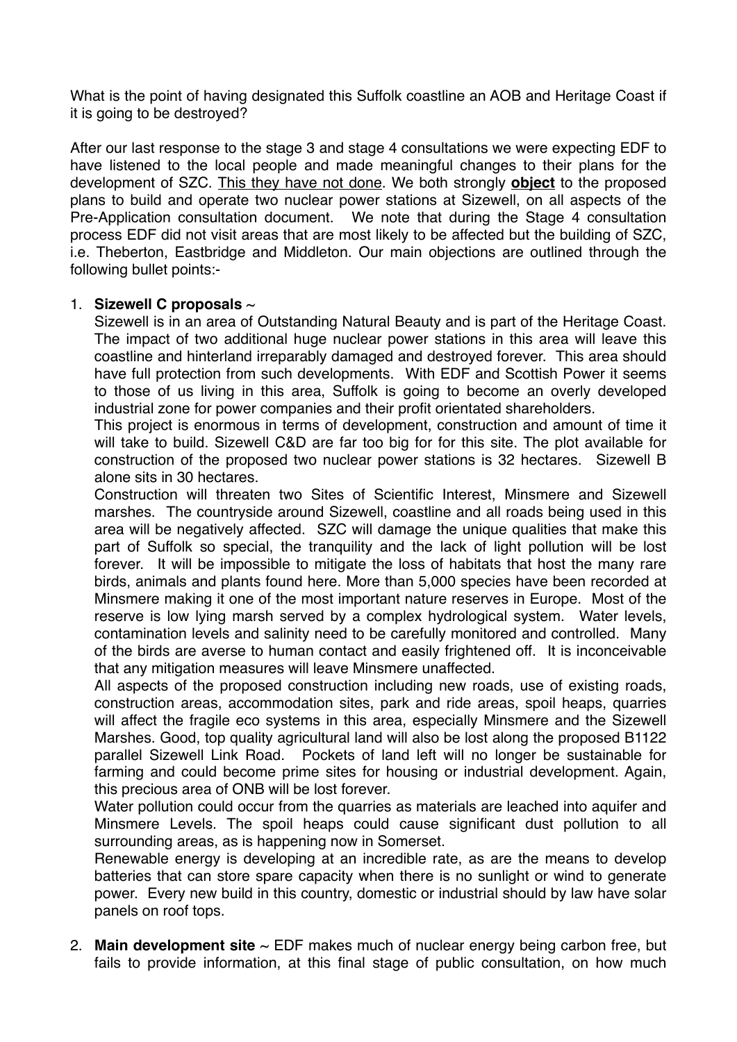What is the point of having designated this Suffolk coastline an AOB and Heritage Coast if it is going to be destroyed?

After our last response to the stage 3 and stage 4 consultations we were expecting EDF to have listened to the local people and made meaningful changes to their plans for the development of SZC. <u>This they have not done</u>. We both strongly <u>**object**</u> to the proposed plans to build and operate two nuclear power stations at Sizewell, on all aspects of the Pre-Application consultation document. We note that during the Stage 4 consultation process EDF did not visit areas that are most likely to be affected but the building of SZC, i.e. Theberton, Eastbridge and Middleton. Our main objections are outlined through the following bullet points:-

1. **Sizewell C proposals** ~
   Sizewell is in an area of Outstanding Natural Beauty and is part of the Heritage Coast. The impact of two additional huge nuclear power stations in this area will leave this coastline and hinterland irreparably damaged and destroyed forever. This area should have full protection from such developments. With EDF and Scottish Power it seems to those of us living in this area, Suffolk is going to become an overly developed industrial zone for power companies and their profit orientated shareholders.
   This project is enormous in terms of development, construction and amount of time it will take to build. Sizewell C&D are far too big for for this site. The plot available for construction of the proposed two nuclear power stations is 32 hectares. Sizewell B alone sits in 30 hectares.
   Construction will threaten two Sites of Scientific Interest, Minsmere and Sizewell marshes. The countryside around Sizewell, coastline and all roads being used in this area will be negatively affected. SZC will damage the unique qualities that make this part of Suffolk so special, the tranquility and the lack of light pollution will be lost forever. It will be impossible to mitigate the loss of habitats that host the many rare birds, animals and plants found here. More than 5,000 species have been recorded at Minsmere making it one of the most important nature reserves in Europe. Most of the reserve is low lying marsh served by a complex hydrological system. Water levels, contamination levels and salinity need to be carefully monitored and controlled. Many of the birds are averse to human contact and easily frightened off. It is inconceivable that any mitigation measures will leave Minsmere unaffected.
   All aspects of the proposed construction including new roads, use of existing roads, construction areas, accommodation sites, park and ride areas, spoil heaps, quarries will affect the fragile eco systems in this area, especially Minsmere and the Sizewell Marshes. Good, top quality agricultural land will also be lost along the proposed B1122 parallel Sizewell Link Road. Pockets of land left will no longer be sustainable for farming and could become prime sites for housing or industrial development. Again, this precious area of ONB will be lost forever.
   Water pollution could occur from the quarries as materials are leached into aquifer and Minsmere Levels. The spoil heaps could cause significant dust pollution to all surrounding areas, as is happening now in Somerset.
   Renewable energy is developing at an incredible rate, as are the means to develop batteries that can store spare capacity when there is no sunlight or wind to generate power. Every new build in this country, domestic or industrial should by law have solar panels on roof tops.

2. **Main development site** ~ EDF makes much of nuclear energy being carbon free, but fails to provide information, at this final stage of public consultation, on how much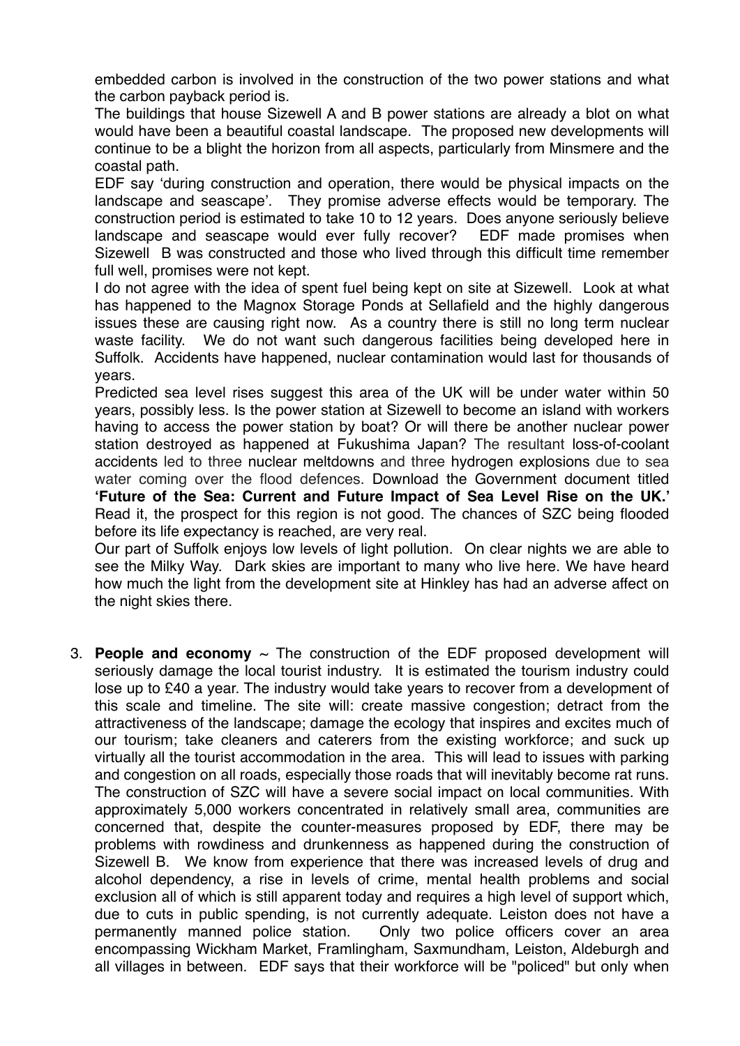embedded carbon is involved in the construction of the two power stations and what the carbon payback period is.

The buildings that house Sizewell A and B power stations are already a blot on what would have been a beautiful coastal landscape. The proposed new developments will continue to be a blight the horizon from all aspects, particularly from Minsmere and the coastal path.

EDF say 'during construction and operation, there would be physical impacts on the landscape and seascape'. They promise adverse effects would be temporary. The construction period is estimated to take 10 to 12 years. Does anyone seriously believe landscape and seascape would ever fully recover? EDF made promises when Sizewell B was constructed and those who lived through this difficult time remember full well, promises were not kept.

I do not agree with the idea of spent fuel being kept on site at Sizewell. Look at what has happened to the Magnox Storage Ponds at Sellafield and the highly dangerous issues these are causing right now. As a country there is still no long term nuclear waste facility. We do not want such dangerous facilities being developed here in Suffolk. Accidents have happened, nuclear contamination would last for thousands of years.

Predicted sea level rises suggest this area of the UK will be under water within 50 years, possibly less. Is the power station at Sizewell to become an island with workers having to access the power station by boat? Or will there be another nuclear power station destroyed as happened at Fukushima Japan? The resultant loss-of-coolant accidents led to three nuclear meltdowns and three hydrogen explosions due to sea water coming over the flood defences. Download the Government document titled **'Future of the Sea: Current and Future Impact of Sea Level Rise on the UK.'** Read it, the prospect for this region is not good. The chances of SZC being flooded before its life expectancy is reached, are very real.

Our part of Suffolk enjoys low levels of light pollution. On clear nights we are able to see the Milky Way. Dark skies are important to many who live here. We have heard how much the light from the development site at Hinkley has had an adverse affect on the night skies there.

3. **People and economy** ~ The construction of the EDF proposed development will seriously damage the local tourist industry. It is estimated the tourism industry could lose up to £40 a year. The industry would take years to recover from a development of this scale and timeline. The site will: create massive congestion; detract from the attractiveness of the landscape; damage the ecology that inspires and excites much of our tourism; take cleaners and caterers from the existing workforce; and suck up virtually all the tourist accommodation in the area. This will lead to issues with parking and congestion on all roads, especially those roads that will inevitably become rat runs. The construction of SZC will have a severe social impact on local communities. With approximately 5,000 workers concentrated in relatively small area, communities are concerned that, despite the counter-measures proposed by EDF, there may be problems with rowdiness and drunkenness as happened during the construction of Sizewell B. We know from experience that there was increased levels of drug and alcohol dependency, a rise in levels of crime, mental health problems and social exclusion all of which is still apparent today and requires a high level of support which, due to cuts in public spending, is not currently adequate. Leiston does not have a permanently manned police station. Only two police officers cover an area encompassing Wickham Market, Framlingham, Saxmundham, Leiston, Aldeburgh and all villages in between. EDF says that their workforce will be "policed" but only when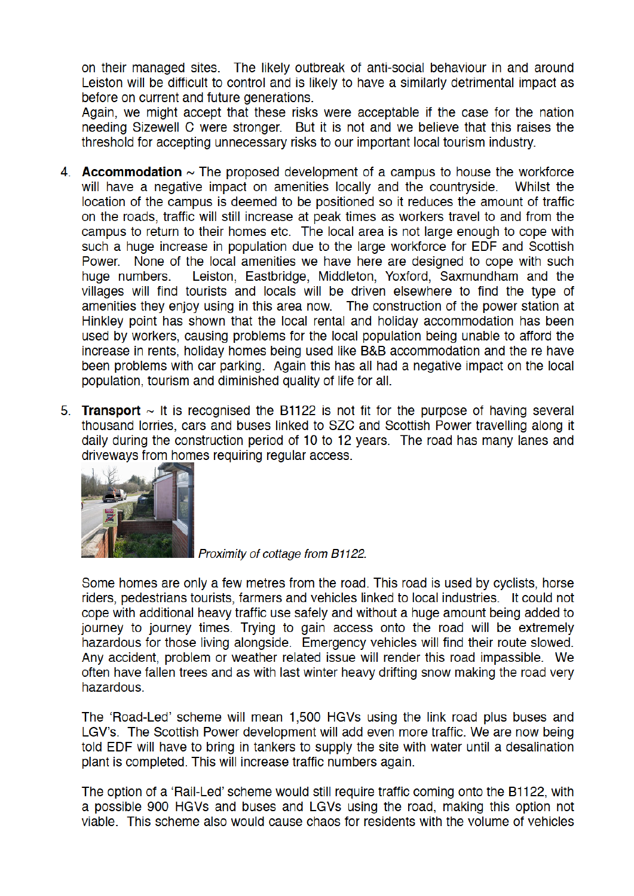on their managed sites. The likely outbreak of anti-social behaviour in and around Leiston will be difficult to control and is likely to have a similarly detrimental impact as before on current and future generations.
Again, we might accept that these risks were acceptable if the case for the nation needing Sizewell C were stronger. But it is not and we believe that this raises the threshold for accepting unnecessary risks to our important local tourism industry.

4. **Accommodation** ~ The proposed development of a campus to house the workforce will have a negative impact on amenities locally and the countryside. Whilst the location of the campus is deemed to be positioned so it reduces the amount of traffic on the roads, traffic will still increase at peak times as workers travel to and from the campus to return to their homes etc. The local area is not large enough to cope with such a huge increase in population due to the large workforce for EDF and Scottish Power. None of the local amenities we have here are designed to cope with such huge numbers. Leiston, Eastbridge, Middleton, Yoxford, Saxmundham and the villages will find tourists and locals will be driven elsewhere to find the type of amenities they enjoy using in this area now. The construction of the power station at Hinkley point has shown that the local rental and holiday accommodation has been used by workers, causing problems for the local population being unable to afford the increase in rents, holiday homes being used like B&B accommodation and the re have been problems with car parking. Again this has all had a negative impact on the local population, tourism and diminished quality of life for all.

5. **Transport** ~ It is recognised the B1122 is not fit for the purpose of having several thousand lorries, cars and buses linked to SZC and Scottish Power travelling along it daily during the construction period of 10 to 12 years. The road has many lanes and driveways from homes requiring regular access.

   *Proximity of cottage from B1122.*

   Some homes are only a few metres from the road. This road is used by cyclists, horse riders, pedestrians tourists, farmers and vehicles linked to local industries. It could not cope with additional heavy traffic use safely and without a huge amount being added to journey to journey times. Trying to gain access onto the road will be extremely hazardous for those living alongside. Emergency vehicles will find their route slowed. Any accident, problem or weather related issue will render this road impassible. We often have fallen trees and as with last winter heavy drifting snow making the road very hazardous.

   The 'Road-Led' scheme will mean 1,500 HGVs using the link road plus buses and LGV's. The Scottish Power development will add even more traffic. We are now being told EDF will have to bring in tankers to supply the site with water until a desalination plant is completed. This will increase traffic numbers again.

   The option of a 'Rail-Led' scheme would still require traffic coming onto the B1122, with a possible 900 HGVs and buses and LGVs using the road, making this option not viable. This scheme also would cause chaos for residents with the volume of vehicles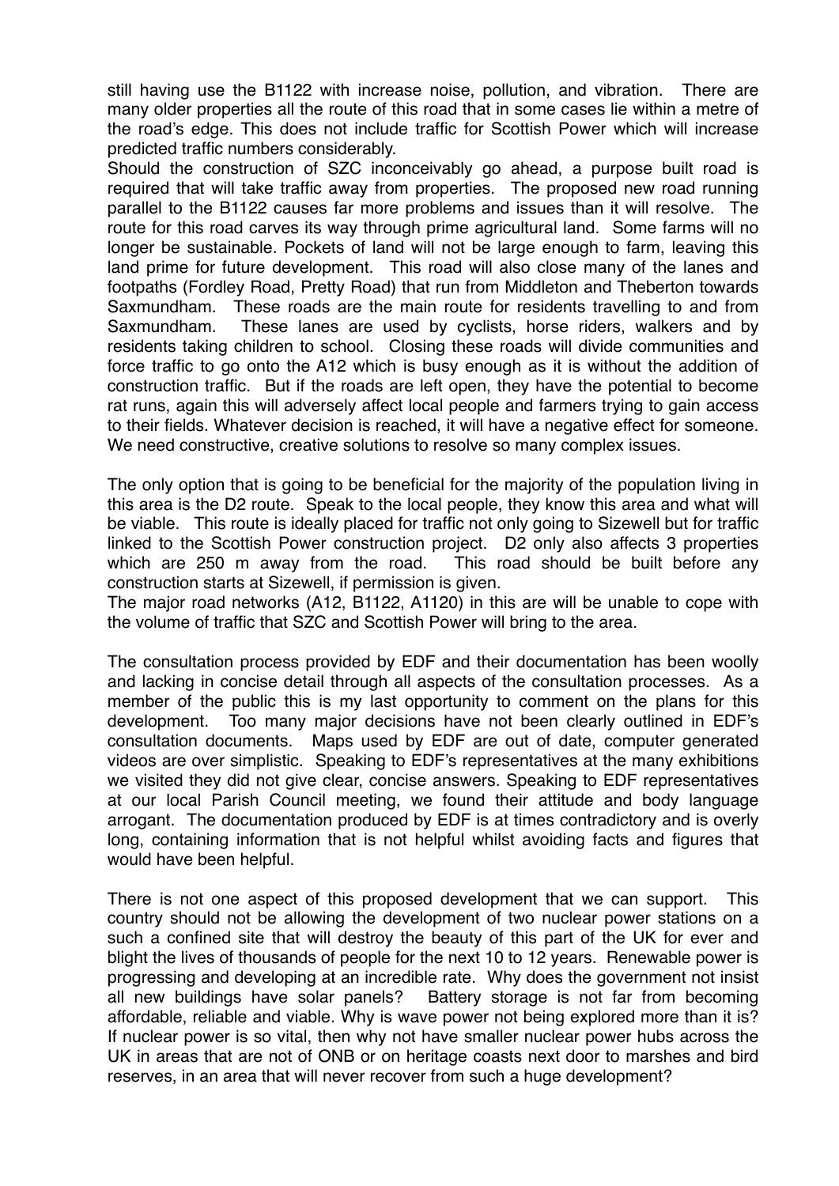still having use the B1122 with increase noise, pollution, and vibration. There are many older properties all the route of this road that in some cases lie within a metre of the road's edge. This does not include traffic for Scottish Power which will increase predicted traffic numbers considerably.

Should the construction of SZC inconceivably go ahead, a purpose built road is required that will take traffic away from properties. The proposed new road running parallel to the B1122 causes far more problems and issues than it will resolve. The route for this road carves its way through prime agricultural land. Some farms will no longer be sustainable. Pockets of land will not be large enough to farm, leaving this land prime for future development. This road will also close many of the lanes and footpaths (Fordley Road, Pretty Road) that run from Middleton and Theberton towards Saxmundham. These roads are the main route for residents travelling to and from Saxmundham. These lanes are used by cyclists, horse riders, walkers and by residents taking children to school. Closing these roads will divide communities and force traffic to go onto the A12 which is busy enough as it is without the addition of construction traffic. But if the roads are left open, they have the potential to become rat runs, again this will adversely affect local people and farmers trying to gain access to their fields. Whatever decision is reached, it will have a negative effect for someone. We need constructive, creative solutions to resolve so many complex issues.

The only option that is going to be beneficial for the majority of the population living in this area is the D2 route. Speak to the local people, they know this area and what will be viable. This route is ideally placed for traffic not only going to Sizewell but for traffic linked to the Scottish Power construction project. D2 only also affects 3 properties which are 250 m away from the road. This road should be built before any construction starts at Sizewell, if permission is given.

The major road networks (A12, B1122, A1120) in this are will be unable to cope with the volume of traffic that SZC and Scottish Power will bring to the area.

The consultation process provided by EDF and their documentation has been woolly and lacking in concise detail through all aspects of the consultation processes. As a member of the public this is my last opportunity to comment on the plans for this development. Too many major decisions have not been clearly outlined in EDF's consultation documents. Maps used by EDF are out of date, computer generated videos are over simplistic. Speaking to EDF's representatives at the many exhibitions we visited they did not give clear, concise answers. Speaking to EDF representatives at our local Parish Council meeting, we found their attitude and body language arrogant. The documentation produced by EDF is at times contradictory and is overly long, containing information that is not helpful whilst avoiding facts and figures that would have been helpful.

There is not one aspect of this proposed development that we can support. This country should not be allowing the development of two nuclear power stations on a such a confined site that will destroy the beauty of this part of the UK for ever and blight the lives of thousands of people for the next 10 to 12 years. Renewable power is progressing and developing at an incredible rate. Why does the government not insist all new buildings have solar panels? Battery storage is not far from becoming affordable, reliable and viable. Why is wave power not being explored more than it is? If nuclear power is so vital, then why not have smaller nuclear power hubs across the UK in areas that are not of ONB or on heritage coasts next door to marshes and bird reserves, in an area that will never recover from such a huge development?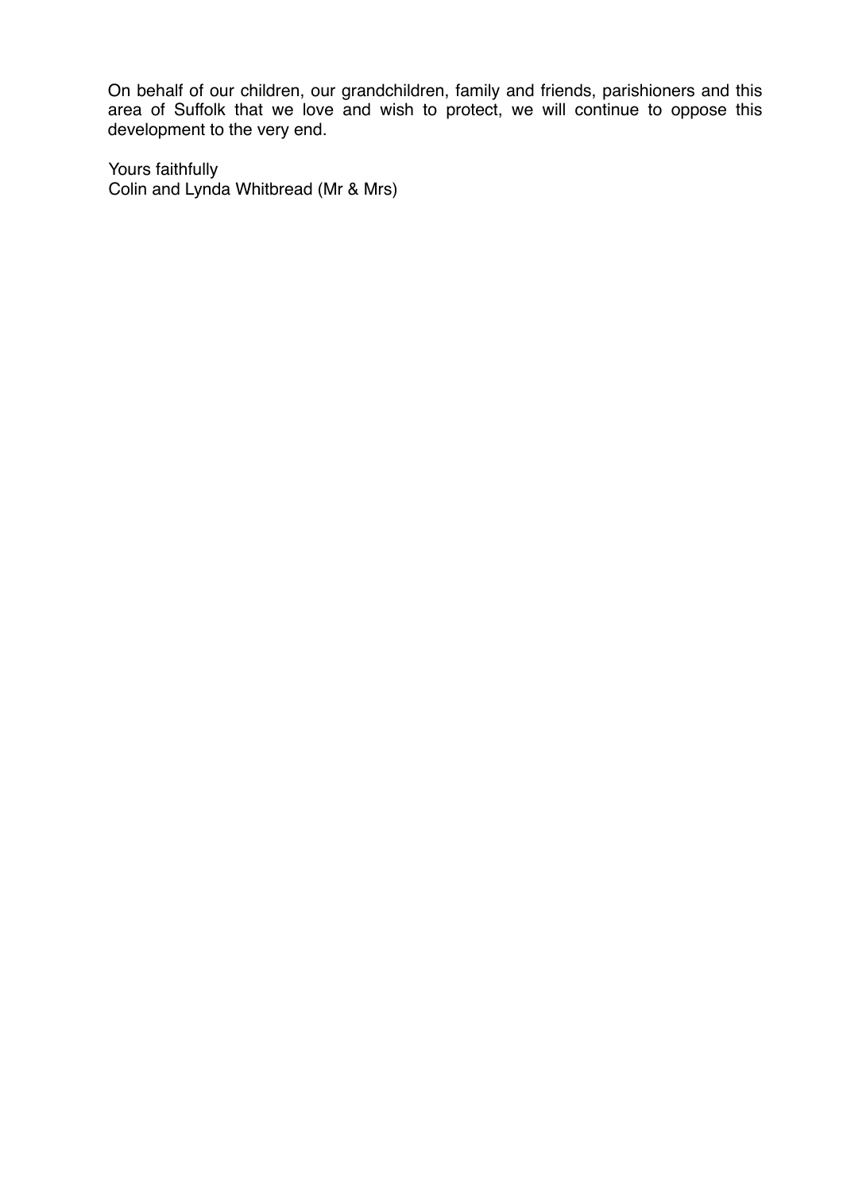On behalf of our children, our grandchildren, family and friends, parishioners and this area of Suffolk that we love and wish to protect, we will continue to oppose this development to the very end.

Yours faithfully
Colin and Lynda Whitbread (Mr & Mrs)